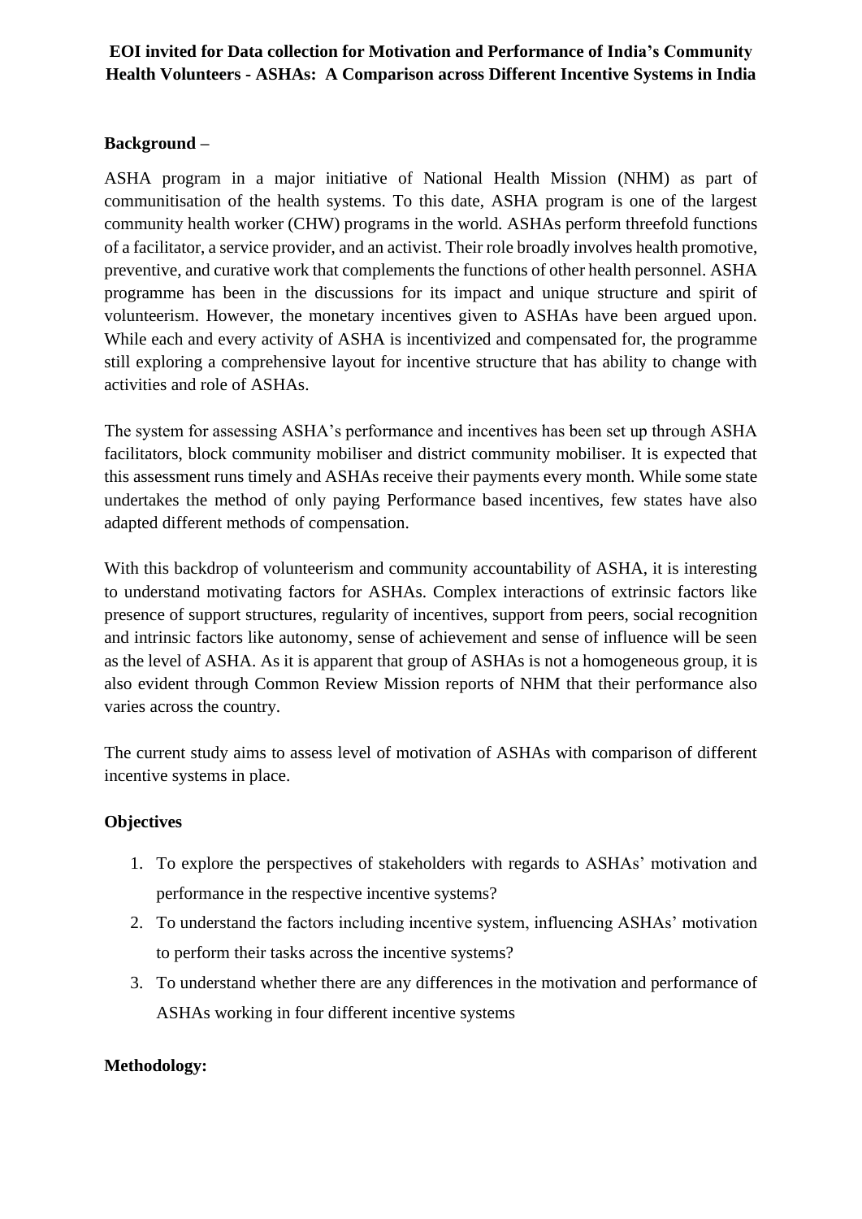# EOI invited for Data collection for Motivation and Performance of India's Community Health Volunteers - ASHAs: A Comparison across Different Incentive Systems in India

**Background –**

ASHA program in a major initiative of National Health Mission (NHM) as part of communitisation of the health systems. To this date, ASHA program is one of the largest community health worker (CHW) programs in the world. ASHAs perform threefold functions of a facilitator, a service provider, and an activist. Their role broadly involves health promotive, preventive, and curative work that complements the functions of other health personnel. ASHA programme has been in the discussions for its impact and unique structure and spirit of volunteerism. However, the monetary incentives given to ASHAs have been argued upon. While each and every activity of ASHA is incentivized and compensated for, the programme still exploring a comprehensive layout for incentive structure that has ability to change with activities and role of ASHAs.

The system for assessing ASHA's performance and incentives has been set up through ASHA facilitators, block community mobiliser and district community mobiliser. It is expected that this assessment runs timely and ASHAs receive their payments every month. While some state undertakes the method of only paying Performance based incentives, few states have also adapted different methods of compensation.

With this backdrop of volunteerism and community accountability of ASHA, it is interesting to understand motivating factors for ASHAs. Complex interactions of extrinsic factors like presence of support structures, regularity of incentives, support from peers, social recognition and intrinsic factors like autonomy, sense of achievement and sense of influence will be seen as the level of ASHA. As it is apparent that group of ASHAs is not a homogeneous group, it is also evident through Common Review Mission reports of NHM that their performance also varies across the country.

The current study aims to assess level of motivation of ASHAs with comparison of different incentive systems in place.

**Objectives**

1. To explore the perspectives of stakeholders with regards to ASHAs' motivation and performance in the respective incentive systems?
2. To understand the factors including incentive system, influencing ASHAs' motivation to perform their tasks across the incentive systems?
3. To understand whether there are any differences in the motivation and performance of ASHAs working in four different incentive systems

**Methodology:**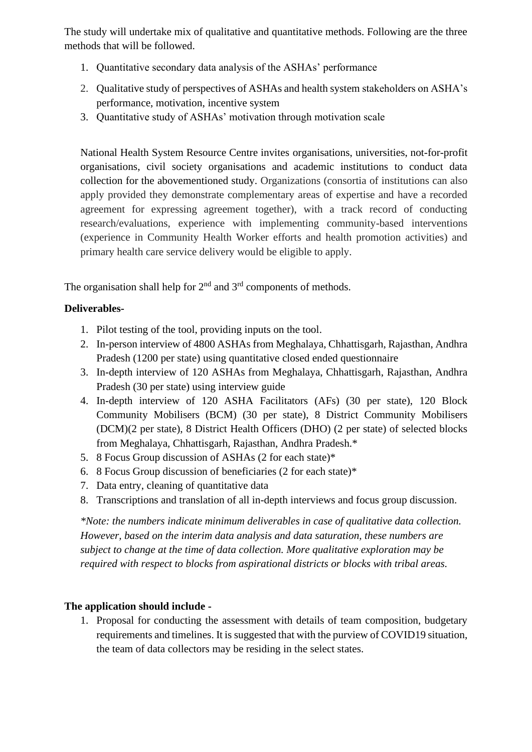The study will undertake mix of qualitative and quantitative methods. Following are the three methods that will be followed.

1. Quantitative secondary data analysis of the ASHAs' performance
2. Qualitative study of perspectives of ASHAs and health system stakeholders on ASHA's performance, motivation, incentive system
3. Quantitative study of ASHAs' motivation through motivation scale

National Health System Resource Centre invites organisations, universities, not-for-profit organisations, civil society organisations and academic institutions to conduct data collection for the abovementioned study. Organizations (consortia of institutions can also apply provided they demonstrate complementary areas of expertise and have a recorded agreement for expressing agreement together), with a track record of conducting research/evaluations, experience with implementing community-based interventions (experience in Community Health Worker efforts and health promotion activities) and primary health care service delivery would be eligible to apply.

The organisation shall help for 2nd and 3rd components of methods.

**Deliverables-**

1. Pilot testing of the tool, providing inputs on the tool.
2. In-person interview of 4800 ASHAs from Meghalaya, Chhattisgarh, Rajasthan, Andhra Pradesh (1200 per state) using quantitative closed ended questionnaire
3. In-depth interview of 120 ASHAs from Meghalaya, Chhattisgarh, Rajasthan, Andhra Pradesh (30 per state) using interview guide
4. In-depth interview of 120 ASHA Facilitators (AFs) (30 per state), 120 Block Community Mobilisers (BCM) (30 per state), 8 District Community Mobilisers (DCM)(2 per state), 8 District Health Officers (DHO) (2 per state) of selected blocks from Meghalaya, Chhattisgarh, Rajasthan, Andhra Pradesh.*
5. 8 Focus Group discussion of ASHAs (2 for each state)*
6. 8 Focus Group discussion of beneficiaries (2 for each state)*
7. Data entry, cleaning of quantitative data
8. Transcriptions and translation of all in-depth interviews and focus group discussion.

*\*Note: the numbers indicate minimum deliverables in case of qualitative data collection. However, based on the interim data analysis and data saturation, these numbers are subject to change at the time of data collection. More qualitative exploration may be required with respect to blocks from aspirational districts or blocks with tribal areas.*

**The application should include -**

1. Proposal for conducting the assessment with details of team composition, budgetary requirements and timelines. It is suggested that with the purview of COVID19 situation, the team of data collectors may be residing in the select states.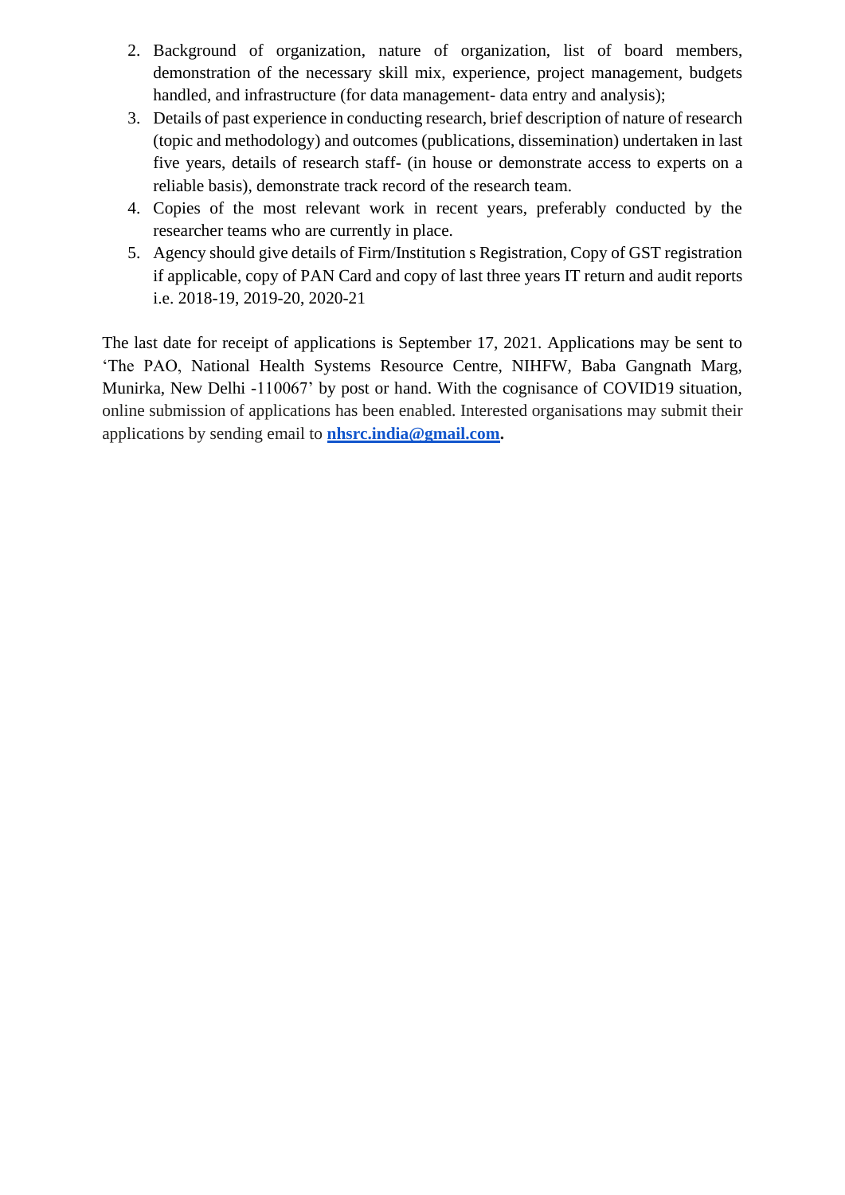2. Background of organization, nature of organization, list of board members, demonstration of the necessary skill mix, experience, project management, budgets handled, and infrastructure (for data management- data entry and analysis);
3. Details of past experience in conducting research, brief description of nature of research (topic and methodology) and outcomes (publications, dissemination) undertaken in last five years, details of research staff- (in house or demonstrate access to experts on a reliable basis), demonstrate track record of the research team.
4. Copies of the most relevant work in recent years, preferably conducted by the researcher teams who are currently in place.
5. Agency should give details of Firm/Institution s Registration, Copy of GST registration if applicable, copy of PAN Card and copy of last three years IT return and audit reports i.e. 2018-19, 2019-20, 2020-21

The last date for receipt of applications is September 17, 2021. Applications may be sent to 'The PAO, National Health Systems Resource Centre, NIHFW, Baba Gangnath Marg, Munirka, New Delhi -110067' by post or hand. With the cognisance of COVID19 situation, online submission of applications has been enabled. Interested organisations may submit their applications by sending email to **nhsrc.india@gmail.com.**